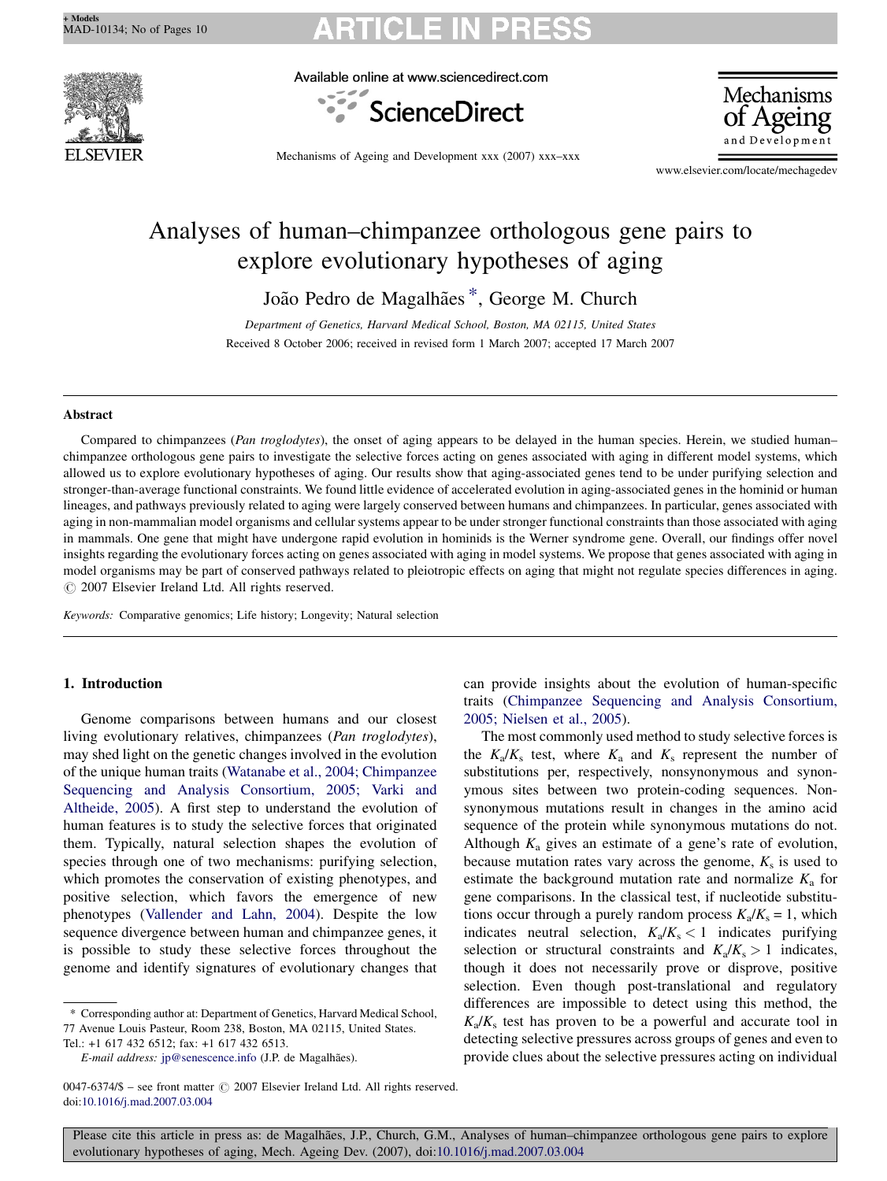# Analyses of human–chimpanzee orthologous gene pairs to explore evolutionary hypotheses of aging

João Pedro de Magalhães *, George M. Church

*Department of Genetics, Harvard Medical School, Boston, MA 02115, United States*

Received 8 October 2006; received in revised form 1 March 2007; accepted 17 March 2007

## Abstract

Compared to chimpanzees (*Pan troglodytes*), the onset of aging appears to be delayed in the human species. Herein, we studied human–chimpanzee orthologous gene pairs to investigate the selective forces acting on genes associated with aging in different model systems, which allowed us to explore evolutionary hypotheses of aging. Our results show that aging-associated genes tend to be under purifying selection and stronger-than-average functional constraints. We found little evidence of accelerated evolution in aging-associated genes in the hominid or human lineages, and pathways previously related to aging were largely conserved between humans and chimpanzees. In particular, genes associated with aging in non-mammalian model organisms and cellular systems appear to be under stronger functional constraints than those associated with aging in mammals. One gene that might have undergone rapid evolution in hominids is the Werner syndrome gene. Overall, our findings offer novel insights regarding the evolutionary forces acting on genes associated with aging in model systems. We propose that genes associated with aging in model organisms may be part of conserved pathways related to pleiotropic effects on aging that might not regulate species differences in aging.
© 2007 Elsevier Ireland Ltd. All rights reserved.

*Keywords:* Comparative genomics; Life history; Longevity; Natural selection

## 1. Introduction

Genome comparisons between humans and our closest living evolutionary relatives, chimpanzees (*Pan troglodytes*), may shed light on the genetic changes involved in the evolution of the unique human traits (Watanabe et al., 2004; Chimpanzee Sequencing and Analysis Consortium, 2005; Varki and Altheide, 2005). A first step to understand the evolution of human features is to study the selective forces that originated them. Typically, natural selection shapes the evolution of species through one of two mechanisms: purifying selection, which promotes the conservation of existing phenotypes, and positive selection, which favors the emergence of new phenotypes (Vallender and Lahn, 2004). Despite the low sequence divergence between human and chimpanzee genes, it is possible to study these selective forces throughout the genome and identify signatures of evolutionary changes that can provide insights about the evolution of human-specific traits (Chimpanzee Sequencing and Analysis Consortium, 2005; Nielsen et al., 2005).

The most commonly used method to study selective forces is the $K_a/K_s$ test, where $K_a$ and $K_s$ represent the number of substitutions per, respectively, nonsynonymous and synonymous sites between two protein-coding sequences. Nonsynonymous mutations result in changes in the amino acid sequence of the protein while synonymous mutations do not. Although $K_a$ gives an estimate of a gene's rate of evolution, because mutation rates vary across the genome, $K_s$ is used to estimate the background mutation rate and normalize $K_a$ for gene comparisons. In the classical test, if nucleotide substitutions occur through a purely random process $K_a/K_s = 1$, which indicates neutral selection, $K_a/K_s < 1$ indicates purifying selection or structural constraints and $K_a/K_s > 1$ indicates, though it does not necessarily prove or disprove, positive selection. Even though post-translational and regulatory differences are impossible to detect using this method, the $K_a/K_s$ test has proven to be a powerful and accurate tool in detecting selective pressures across groups of genes and even to provide clues about the selective pressures acting on individual

* Corresponding author at: Department of Genetics, Harvard Medical School, 77 Avenue Louis Pasteur, Room 238, Boston, MA 02115, United States. Tel.: +1 617 432 6512; fax: +1 617 432 6513.
*E-mail address:* jp@senescence.info (J.P. de Magalhães).

0047-6374/$ – see front matter © 2007 Elsevier Ireland Ltd. All rights reserved.
doi:10.1016/j.mad.2007.03.004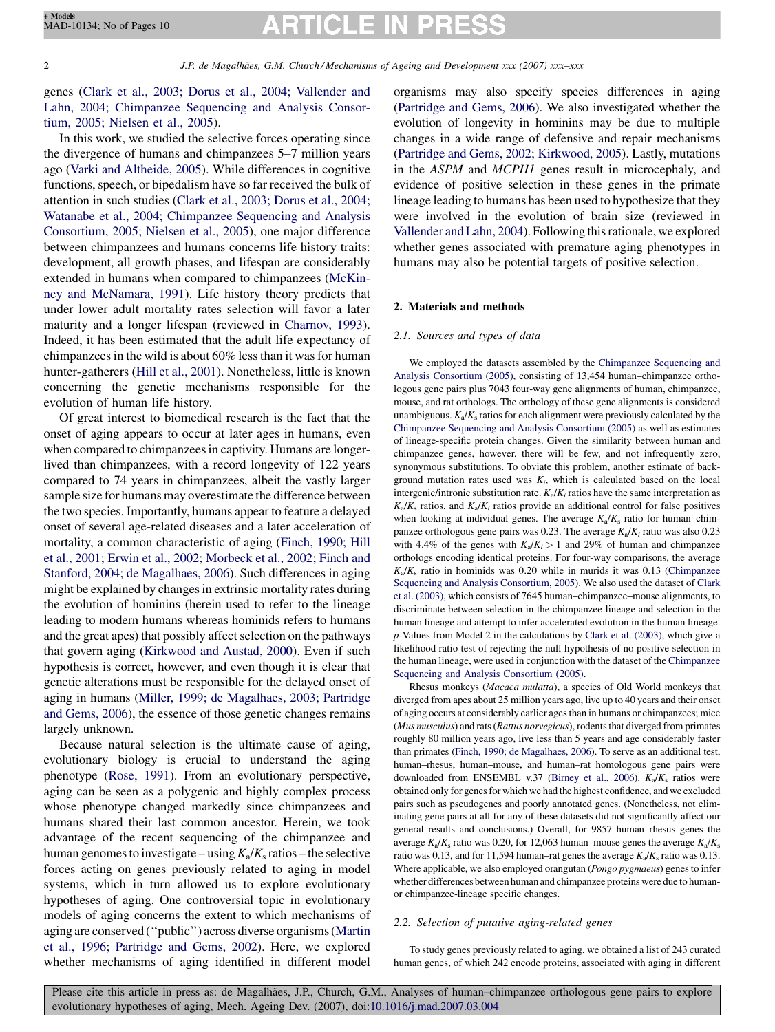genes (Clark et al., 2003; Dorus et al., 2004; Vallender and Lahn, 2004; Chimpanzee Sequencing and Analysis Consortium, 2005; Nielsen et al., 2005).

In this work, we studied the selective forces operating since the divergence of humans and chimpanzees 5–7 million years ago (Varki and Altheide, 2005). While differences in cognitive functions, speech, or bipedalism have so far received the bulk of attention in such studies (Clark et al., 2003; Dorus et al., 2004; Watanabe et al., 2004; Chimpanzee Sequencing and Analysis Consortium, 2005; Nielsen et al., 2005), one major difference between chimpanzees and humans concerns life history traits: development, all growth phases, and lifespan are considerably extended in humans when compared to chimpanzees (McKinney and McNamara, 1991). Life history theory predicts that under lower adult mortality rates selection will favor a later maturity and a longer lifespan (reviewed in Charnov, 1993). Indeed, it has been estimated that the adult life expectancy of chimpanzees in the wild is about 60% less than it was for human hunter-gatherers (Hill et al., 2001). Nonetheless, little is known concerning the genetic mechanisms responsible for the evolution of human life history.

Of great interest to biomedical research is the fact that the onset of aging appears to occur at later ages in humans, even when compared to chimpanzees in captivity. Humans are longer-lived than chimpanzees, with a record longevity of 122 years compared to 74 years in chimpanzees, albeit the vastly larger sample size for humans may overestimate the difference between the two species. Importantly, humans appear to feature a delayed onset of several age-related diseases and a later acceleration of mortality, a common characteristic of aging (Finch, 1990; Hill et al., 2001; Erwin et al., 2002; Morbeck et al., 2002; Finch and Stanford, 2004; de Magalhaes, 2006). Such differences in aging might be explained by changes in extrinsic mortality rates during the evolution of hominins (herein used to refer to the lineage leading to modern humans whereas hominids refers to humans and the great apes) that possibly affect selection on the pathways that govern aging (Kirkwood and Austad, 2000). Even if such hypothesis is correct, however, and even though it is clear that genetic alterations must be responsible for the delayed onset of aging in humans (Miller, 1999; de Magalhaes, 2003; Partridge and Gems, 2006), the essence of those genetic changes remains largely unknown.

Because natural selection is the ultimate cause of aging, evolutionary biology is crucial to understand the aging phenotype (Rose, 1991). From an evolutionary perspective, aging can be seen as a polygenic and highly complex process whose phenotype changed markedly since chimpanzees and humans shared their last common ancestor. Herein, we took advantage of the recent sequencing of the chimpanzee and human genomes to investigate – using $K_a/K_s$ ratios – the selective forces acting on genes previously related to aging in model systems, which in turn allowed us to explore evolutionary hypotheses of aging. One controversial topic in evolutionary models of aging concerns the extent to which mechanisms of aging are conserved ("public") across diverse organisms (Martin et al., 1996; Partridge and Gems, 2002). Here, we explored whether mechanisms of aging identified in different model organisms may also specify species differences in aging (Partridge and Gems, 2006). We also investigated whether the evolution of longevity in hominins may be due to multiple changes in a wide range of defensive and repair mechanisms (Partridge and Gems, 2002; Kirkwood, 2005). Lastly, mutations in the *ASPM* and *MCPH1* genes result in microcephaly, and evidence of positive selection in these genes in the primate lineage leading to humans has been used to hypothesize that they were involved in the evolution of brain size (reviewed in Vallender and Lahn, 2004). Following this rationale, we explored whether genes associated with premature aging phenotypes in humans may also be potential targets of positive selection.

## 2. Materials and methods

### 2.1. Sources and types of data

We employed the datasets assembled by the Chimpanzee Sequencing and Analysis Consortium (2005), consisting of 13,454 human–chimpanzee orthologous gene pairs plus 7043 four-way gene alignments of human, chimpanzee, mouse, and rat orthologs. The orthology of these gene alignments is considered unambiguous. $K_a/K_s$ ratios for each alignment were previously calculated by the Chimpanzee Sequencing and Analysis Consortium (2005) as well as estimates of lineage-specific protein changes. Given the similarity between human and chimpanzee genes, however, there will be few, and not infrequently zero, synonymous substitutions. To obviate this problem, another estimate of background mutation rates used was $K_i$, which is calculated based on the local intergenic/intronic substitution rate. $K_a/K_i$ ratios have the same interpretation as $K_a/K_s$ ratios, and $K_a/K_i$ ratios provide an additional control for false positives when looking at individual genes. The average $K_a/K_s$ ratio for human–chimpanzee orthologous gene pairs was 0.23. The average $K_a/K_i$ ratio was also 0.23 with 4.4% of the genes with $K_a/K_i > 1$ and 29% of human and chimpanzee orthologs encoding identical proteins. For four-way comparisons, the average $K_a/K_s$ ratio in hominids was 0.20 while in murids it was 0.13 (Chimpanzee Sequencing and Analysis Consortium, 2005). We also used the dataset of Clark et al. (2003), which consists of 7645 human–chimpanzee–mouse alignments, to discriminate between selection in the chimpanzee lineage and selection in the human lineage and attempt to infer accelerated evolution in the human lineage. *p*-Values from Model 2 in the calculations by Clark et al. (2003), which give a likelihood ratio test of rejecting the null hypothesis of no positive selection in the human lineage, were used in conjunction with the dataset of the Chimpanzee Sequencing and Analysis Consortium (2005).

Rhesus monkeys (*Macaca mulatta*), a species of Old World monkeys that diverged from apes about 25 million years ago, live up to 40 years and their onset of aging occurs at considerably earlier ages than in humans or chimpanzees; mice (*Mus musculus*) and rats (*Rattus norvegicus*), rodents that diverged from primates roughly 80 million years ago, live less than 5 years and age considerably faster than primates (Finch, 1990; de Magalhaes, 2006). To serve as an additional test, human–rhesus, human–mouse, and human–rat homologous gene pairs were downloaded from ENSEMBL v.37 (Birney et al., 2006). $K_a/K_s$ ratios were obtained only for genes for which we had the highest confidence, and we excluded pairs such as pseudogenes and poorly annotated genes. (Nonetheless, not eliminating gene pairs at all for any of these datasets did not significantly affect our general results and conclusions.) Overall, for 9857 human–rhesus genes the average $K_a/K_s$ ratio was 0.20, for 12,063 human–mouse genes the average $K_a/K_s$ ratio was 0.13, and for 11,594 human–rat genes the average $K_a/K_s$ ratio was 0.13. Where applicable, we also employed orangutan (*Pongo pygmaeus*) genes to infer whether differences between human and chimpanzee proteins were due to human- or chimpanzee-lineage specific changes.

### 2.2. Selection of putative aging-related genes

To study genes previously related to aging, we obtained a list of 243 curated human genes, of which 242 encode proteins, associated with aging in different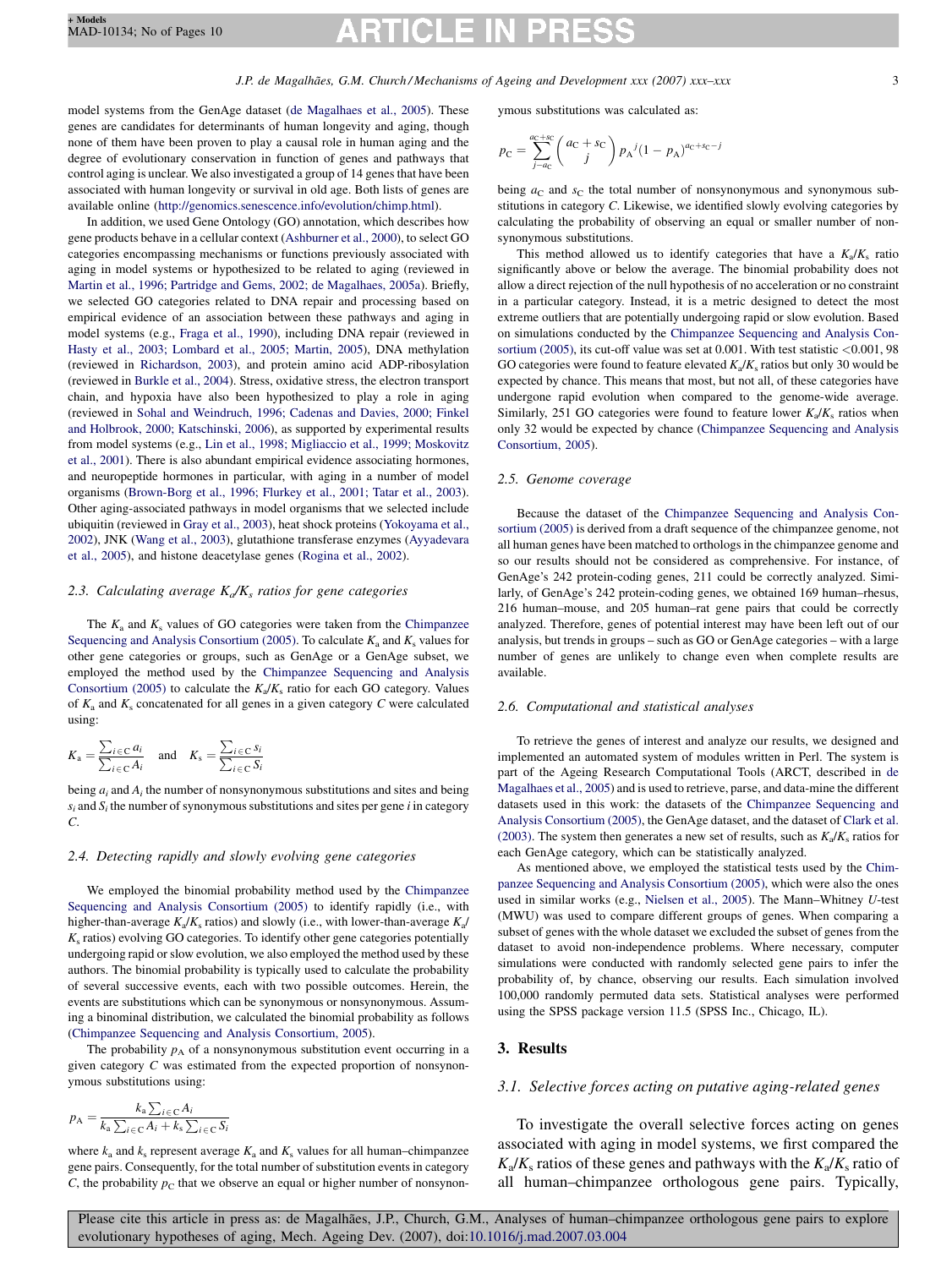model systems from the GenAge dataset (de Magalhaes et al., 2005). These genes are candidates for determinants of human longevity and aging, though none of them have been proven to play a causal role in human aging and the degree of evolutionary conservation in function of genes and pathways that control aging is unclear. We also investigated a group of 14 genes that have been associated with human longevity or survival in old age. Both lists of genes are available online (http://genomics.senescence.info/evolution/chimp.html).

In addition, we used Gene Ontology (GO) annotation, which describes how gene products behave in a cellular context (Ashburner et al., 2000), to select GO categories encompassing mechanisms or functions previously associated with aging in model systems or hypothesized to be related to aging (reviewed in Martin et al., 1996; Partridge and Gems, 2002; de Magalhaes, 2005a). Briefly, we selected GO categories related to DNA repair and processing based on empirical evidence of an association between these pathways and aging in model systems (e.g., Fraga et al., 1990), including DNA repair (reviewed in Hasty et al., 2003; Lombard et al., 2005; Martin, 2005), DNA methylation (reviewed in Richardson, 2003), and protein amino acid ADP-ribosylation (reviewed in Burkle et al., 2004). Stress, oxidative stress, the electron transport chain, and hypoxia have also been hypothesized to play a role in aging (reviewed in Sohal and Weindruch, 1996; Cadenas and Davies, 2000; Finkel and Holbrook, 2000; Katschinski, 2006), as supported by experimental results from model systems (e.g., Lin et al., 1998; Migliaccio et al., 1999; Moskovitz et al., 2001). There is also abundant empirical evidence associating hormones, and neuropeptide hormones in particular, with aging in a number of model organisms (Brown-Borg et al., 1996; Flurkey et al., 2001; Tatar et al., 2003). Other aging-associated pathways in model organisms that we selected include ubiquitin (reviewed in Gray et al., 2003), heat shock proteins (Yokoyama et al., 2002), JNK (Wang et al., 2003), glutathione transferase enzymes (Ayyadevara et al., 2005), and histone deacetylase genes (Rogina et al., 2002).

### 2.3. Calculating average $K_a/K_s$ ratios for gene categories

The $K_a$ and $K_s$ values of GO categories were taken from the Chimpanzee Sequencing and Analysis Consortium (2005). To calculate $K_a$ and $K_s$ values for other gene categories or groups, such as GenAge or a GenAge subset, we employed the method used by the Chimpanzee Sequencing and Analysis Consortium (2005) to calculate the $K_a/K_s$ ratio for each GO category. Values of $K_a$ and $K_s$ concatenated for all genes in a given category $C$ were calculated using:

$$K_a = \frac{\sum_{i \in C} a_i}{\sum_{i \in C} A_i} \quad \text{and} \quad K_s = \frac{\sum_{i \in C} s_i}{\sum_{i \in C} S_i}$$

being $a_i$ and $A_i$ the number of nonsynonymous substitutions and sites and being $s_i$ and $S_i$ the number of synonymous substitutions and sites per gene $i$ in category $C$.

### 2.4. Detecting rapidly and slowly evolving gene categories

We employed the binomial probability method used by the Chimpanzee Sequencing and Analysis Consortium (2005) to identify rapidly (i.e., with higher-than-average $K_a/K_s$ ratios) and slowly (i.e., with lower-than-average $K_a/K_s$ ratios) evolving GO categories. To identify other gene categories potentially undergoing rapid or slow evolution, we also employed the method used by these authors. The binomial probability is typically used to calculate the probability of several successive events, each with two possible outcomes. Herein, the events are substitutions which can be synonymous or nonsynonymous. Assuming a binominal distribution, we calculated the binomial probability as follows (Chimpanzee Sequencing and Analysis Consortium, 2005).

The probability $p_A$ of a nonsynonymous substitution event occurring in a given category $C$ was estimated from the expected proportion of nonsynonymous substitutions using:

$$p_A = \frac{k_a \sum_{i \in C} A_i}{k_a \sum_{i \in C} A_i + k_s \sum_{i \in C} S_i}$$

where $k_a$ and $k_s$ represent average $K_a$ and $K_s$ values for all human–chimpanzee gene pairs. Consequently, for the total number of substitution events in category $C$, the probability $p_C$ that we observe an equal or higher number of nonsynonymous substitutions was calculated as:

$$p_C = \sum_{j=a_C}^{a_C+s_C} \binom{a_C + s_C}{j} p_A{}^j (1 - p_A)^{a_C+s_C-j}$$

being $a_C$ and $s_C$ the total number of nonsynonymous and synonymous substitutions in category $C$. Likewise, we identified slowly evolving categories by calculating the probability of observing an equal or smaller number of nonsynonymous substitutions.

This method allowed us to identify categories that have a $K_a/K_s$ ratio significantly above or below the average. The binomial probability does not allow a direct rejection of the null hypothesis of no acceleration or no constraint in a particular category. Instead, it is a metric designed to detect the most extreme outliers that are potentially undergoing rapid or slow evolution. Based on simulations conducted by the Chimpanzee Sequencing and Analysis Consortium (2005), its cut-off value was set at 0.001. With test statistic <0.001, 98 GO categories were found to feature elevated $K_a/K_s$ ratios but only 30 would be expected by chance. This means that most, but not all, of these categories have undergone rapid evolution when compared to the genome-wide average. Similarly, 251 GO categories were found to feature lower $K_a/K_s$ ratios when only 32 would be expected by chance (Chimpanzee Sequencing and Analysis Consortium, 2005).

### 2.5. Genome coverage

Because the dataset of the Chimpanzee Sequencing and Analysis Consortium (2005) is derived from a draft sequence of the chimpanzee genome, not all human genes have been matched to orthologs in the chimpanzee genome and so our results should not be considered as comprehensive. For instance, of GenAge's 242 protein-coding genes, 211 could be correctly analyzed. Similarly, of GenAge's 242 protein-coding genes, we obtained 169 human–rhesus, 216 human–mouse, and 205 human–rat gene pairs that could be correctly analyzed. Therefore, genes of potential interest may have been left out of our analysis, but trends in groups – such as GO or GenAge categories – with a large number of genes are unlikely to change even when complete results are available.

### 2.6. Computational and statistical analyses

To retrieve the genes of interest and analyze our results, we designed and implemented an automated system of modules written in Perl. The system is part of the Ageing Research Computational Tools (ARCT, described in de Magalhaes et al., 2005) and is used to retrieve, parse, and data-mine the different datasets used in this work: the datasets of the Chimpanzee Sequencing and Analysis Consortium (2005), the GenAge dataset, and the dataset of Clark et al. (2003). The system then generates a new set of results, such as $K_a/K_s$ ratios for each GenAge category, which can be statistically analyzed.

As mentioned above, we employed the statistical tests used by the Chimpanzee Sequencing and Analysis Consortium (2005), which were also the ones used in similar works (e.g., Nielsen et al., 2005). The Mann–Whitney $U$-test (MWU) was used to compare different groups of genes. When comparing a subset of genes with the whole dataset we excluded the subset of genes from the dataset to avoid non-independence problems. Where necessary, computer simulations were conducted with randomly selected gene pairs to infer the probability of, by chance, observing our results. Each simulation involved 100,000 randomly permuted data sets. Statistical analyses were performed using the SPSS package version 11.5 (SPSS Inc., Chicago, IL).

## 3. Results

### 3.1. Selective forces acting on putative aging-related genes

To investigate the overall selective forces acting on genes associated with aging in model systems, we first compared the $K_a/K_s$ ratios of these genes and pathways with the $K_a/K_s$ ratio of all human–chimpanzee orthologous gene pairs. Typically,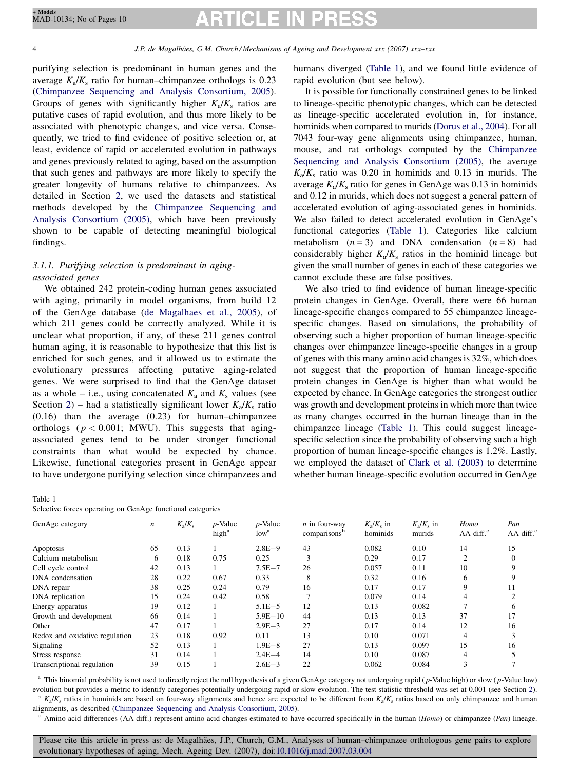purifying selection is predominant in human genes and the average $K_a/K_s$ ratio for human–chimpanzee orthologs is 0.23 (Chimpanzee Sequencing and Analysis Consortium, 2005). Groups of genes with significantly higher $K_a/K_s$ ratios are putative cases of rapid evolution, and thus more likely to be associated with phenotypic changes, and vice versa. Consequently, we tried to find evidence of positive selection or, at least, evidence of rapid or accelerated evolution in pathways and genes previously related to aging, based on the assumption that such genes and pathways are more likely to specify the greater longevity of humans relative to chimpanzees. As detailed in Section 2, we used the datasets and statistical methods developed by the Chimpanzee Sequencing and Analysis Consortium (2005), which have been previously shown to be capable of detecting meaningful biological findings.

### 3.1.1. Purifying selection is predominant in aging-associated genes

We obtained 242 protein-coding human genes associated with aging, primarily in model organisms, from build 12 of the GenAge database (de Magalhaes et al., 2005), of which 211 genes could be correctly analyzed. While it is unclear what proportion, if any, of these 211 genes control human aging, it is reasonable to hypothesize that this list is enriched for such genes, and it allowed us to estimate the evolutionary pressures affecting putative aging-related genes. We were surprised to find that the GenAge dataset as a whole – i.e., using concatenated $K_a$ and $K_s$ values (see Section 2) – had a statistically significant lower $K_a/K_s$ ratio (0.16) than the average (0.23) for human–chimpanzee orthologs ($p < 0.001$; MWU). This suggests that aging-associated genes tend to be under stronger functional constraints than what would be expected by chance. Likewise, functional categories present in GenAge appear to have undergone purifying selection since chimpanzees and humans diverged (Table 1), and we found little evidence of rapid evolution (but see below).

It is possible for functionally constrained genes to be linked to lineage-specific phenotypic changes, which can be detected as lineage-specific accelerated evolution in, for instance, hominids when compared to murids (Dorus et al., 2004). For all 7043 four-way gene alignments using chimpanzee, human, mouse, and rat orthologs computed by the Chimpanzee Sequencing and Analysis Consortium (2005), the average $K_a/K_s$ ratio was 0.20 in hominids and 0.13 in murids. The average $K_a/K_s$ ratio for genes in GenAge was 0.13 in hominids and 0.12 in murids, which does not suggest a general pattern of accelerated evolution of aging-associated genes in hominids. We also failed to detect accelerated evolution in GenAge's functional categories (Table 1). Categories like calcium metabolism ($n = 3$) and DNA condensation ($n = 8$) had considerably higher $K_a/K_s$ ratios in the hominid lineage but given the small number of genes in each of these categories we cannot exclude these are false positives.

We also tried to find evidence of human lineage-specific protein changes in GenAge. Overall, there were 66 human lineage-specific changes compared to 55 chimpanzee lineage-specific changes. Based on simulations, the probability of observing such a higher proportion of human lineage-specific changes over chimpanzee lineage-specific changes in a group of genes with this many amino acid changes is 32%, which does not suggest that the proportion of human lineage-specific protein changes in GenAge is higher than what would be expected by chance. In GenAge categories the strongest outlier was growth and development proteins in which more than twice as many changes occurred in the human lineage than in the chimpanzee lineage (Table 1). This could suggest lineage-specific selection since the probability of observing such a high proportion of human lineage-specific changes is 1.2%. Lastly, we employed the dataset of Clark et al. (2003) to determine whether human lineage-specific evolution occurred in GenAge

Table 1
Selective forces operating on GenAge functional categories

| GenAge category | $n$ | $K_a/K_s$ | $p$-Value high[a] | $p$-Value low[a] | $n$ in four-way comparisons[b] | $K_a/K_s$ in hominids | $K_a/K_s$ in murids | *Homo* AA diff.[c] | *Pan* AA diff.[c] |
|---|---|---|---|---|---|---|---|---|---|
| Apoptosis | 65 | 0.13 | 1 | 2.8E−9 | 43 | 0.082 | 0.10 | 14 | 15 |
| Calcium metabolism | 6 | 0.18 | 0.75 | 0.25 | 3 | 0.29 | 0.17 | 2 | 0 |
| Cell cycle control | 42 | 0.13 | 1 | 7.5E−7 | 26 | 0.057 | 0.11 | 10 | 9 |
| DNA condensation | 28 | 0.22 | 0.67 | 0.33 | 8 | 0.32 | 0.16 | 6 | 9 |
| DNA repair | 38 | 0.25 | 0.24 | 0.79 | 16 | 0.17 | 0.17 | 9 | 11 |
| DNA replication | 15 | 0.24 | 0.42 | 0.58 | 7 | 0.079 | 0.14 | 4 | 2 |
| Energy apparatus | 19 | 0.12 | 1 | 5.1E−5 | 12 | 0.13 | 0.082 | 7 | 6 |
| Growth and development | 66 | 0.14 | 1 | 5.9E−10 | 44 | 0.13 | 0.13 | 37 | 17 |
| Other | 47 | 0.17 | 1 | 2.9E−3 | 27 | 0.17 | 0.14 | 12 | 16 |
| Redox and oxidative regulation | 23 | 0.18 | 0.92 | 0.11 | 13 | 0.10 | 0.071 | 4 | 3 |
| Signaling | 52 | 0.13 | 1 | 1.9E−8 | 27 | 0.13 | 0.097 | 15 | 16 |
| Stress response | 31 | 0.14 | 1 | 2.4E−4 | 14 | 0.10 | 0.087 | 4 | 5 |
| Transcriptional regulation | 39 | 0.15 | 1 | 2.6E−3 | 22 | 0.062 | 0.084 | 3 | 7 |

[a] This binomial probability is not used to directly reject the null hypothesis of a given GenAge category not undergoing rapid ($p$-Value high) or slow ($p$-Value low) evolution but provides a metric to identify categories potentially undergoing rapid or slow evolution. The test statistic threshold was set at 0.001 (see Section 2).

[b] $K_a/K_s$ ratios in hominids are based on four-way alignments and hence are expected to be different from $K_a/K_s$ ratios based on only chimpanzee and human alignments, as described (Chimpanzee Sequencing and Analysis Consortium, 2005).

[c] Amino acid differences (AA diff.) represent amino acid changes estimated to have occurred specifically in the human (*Homo*) or chimpanzee (*Pan*) lineage.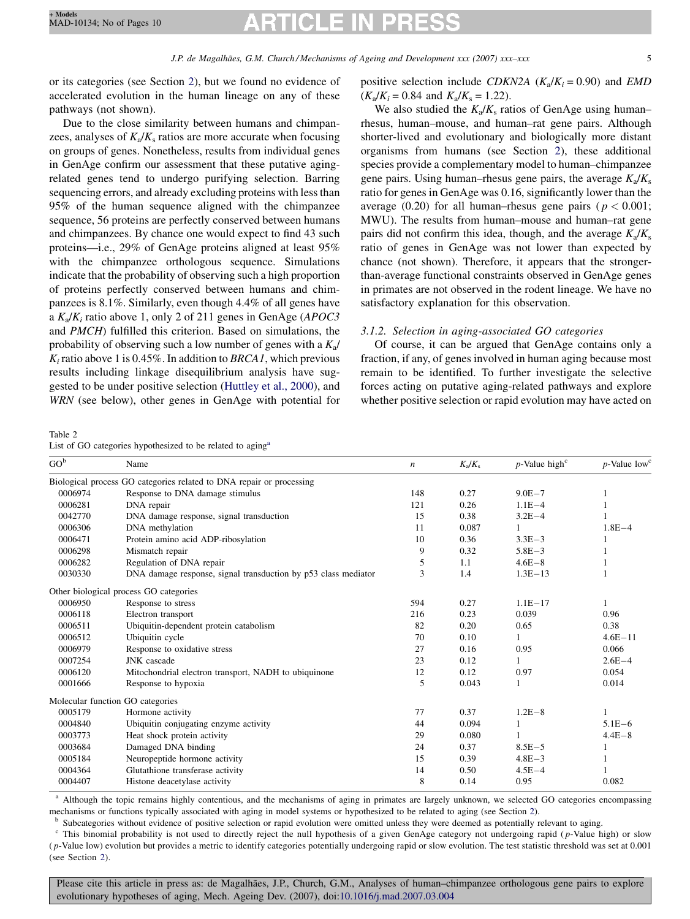or its categories (see Section 2), but we found no evidence of accelerated evolution in the human lineage on any of these pathways (not shown).

Due to the close similarity between humans and chimpanzees, analyses of $K_a/K_s$ ratios are more accurate when focusing on groups of genes. Nonetheless, results from individual genes in GenAge confirm our assessment that these putative aging-related genes tend to undergo purifying selection. Barring sequencing errors, and already excluding proteins with less than 95% of the human sequence aligned with the chimpanzee sequence, 56 proteins are perfectly conserved between humans and chimpanzees. By chance one would expect to find 43 such proteins—i.e., 29% of GenAge proteins aligned at least 95% with the chimpanzee orthologous sequence. Simulations indicate that the probability of observing such a high proportion of proteins perfectly conserved between humans and chimpanzees is 8.1%. Similarly, even though 4.4% of all genes have a $K_a/K_i$ ratio above 1, only 2 of 211 genes in GenAge (*APOC3* and *PMCH*) fulfilled this criterion. Based on simulations, the probability of observing such a low number of genes with a $K_a/K_i$ ratio above 1 is 0.45%. In addition to *BRCA1*, which previous results including linkage disequilibrium analysis have suggested to be under positive selection (Huttley et al., 2000), and *WRN* (see below), other genes in GenAge with potential for positive selection include *CDKN2A* ($K_a/K_i = 0.90$) and *EMD* ($K_a/K_i = 0.84$ and $K_a/K_s = 1.22$).

We also studied the $K_a/K_s$ ratios of GenAge using human–rhesus, human–mouse, and human–rat gene pairs. Although shorter-lived and evolutionary and biologically more distant organisms from humans (see Section 2), these additional species provide a complementary model to human–chimpanzee gene pairs. Using human–rhesus gene pairs, the average $K_a/K_s$ ratio for genes in GenAge was 0.16, significantly lower than the average (0.20) for all human–rhesus gene pairs ($p < 0.001$; MWU). The results from human–mouse and human–rat gene pairs did not confirm this idea, though, and the average $K_a/K_s$ ratio of genes in GenAge was not lower than expected by chance (not shown). Therefore, it appears that the stronger-than-average functional constraints observed in GenAge genes in primates are not observed in the rodent lineage. We have no satisfactory explanation for this observation.

### 3.1.2. Selection in aging-associated GO categories

Of course, it can be argued that GenAge contains only a fraction, if any, of genes involved in human aging because most remain to be identified. To further investigate the selective forces acting on putative aging-related pathways and explore whether positive selection or rapid evolution may have acted on

Table 2
List of GO categories hypothesized to be related to aging[a]

| GO[b] | Name | $n$ | $K_a/K_s$ | $p$-Value high[c] | $p$-Value low[c] |
|---|---|---|---|---|---|
| Biological process GO categories related to DNA repair or processing | | | | | |
| 0006974 | Response to DNA damage stimulus | 148 | 0.27 | 9.0E−7 | 1 |
| 0006281 | DNA repair | 121 | 0.26 | 1.1E−4 | 1 |
| 0042770 | DNA damage response, signal transduction | 15 | 0.38 | 3.2E−4 | 1 |
| 0006306 | DNA methylation | 11 | 0.087 | 1 | 1.8E−4 |
| 0006471 | Protein amino acid ADP-ribosylation | 10 | 0.36 | 3.3E−3 | 1 |
| 0006298 | Mismatch repair | 9 | 0.32 | 5.8E−3 | 1 |
| 0006282 | Regulation of DNA repair | 5 | 1.1 | 4.6E−8 | 1 |
| 0030330 | DNA damage response, signal transduction by p53 class mediator | 3 | 1.4 | 1.3E−13 | 1 |
| Other biological process GO categories | | | | | |
| 0006950 | Response to stress | 594 | 0.27 | 1.1E−17 | 1 |
| 0006118 | Electron transport | 216 | 0.23 | 0.039 | 0.96 |
| 0006511 | Ubiquitin-dependent protein catabolism | 82 | 0.20 | 0.65 | 0.38 |
| 0006512 | Ubiquitin cycle | 70 | 0.10 | 1 | 4.6E−11 |
| 0006979 | Response to oxidative stress | 27 | 0.16 | 0.95 | 0.066 |
| 0007254 | JNK cascade | 23 | 0.12 | 1 | 2.6E−4 |
| 0006120 | Mitochondrial electron transport, NADH to ubiquinone | 12 | 0.12 | 0.97 | 0.054 |
| 0001666 | Response to hypoxia | 5 | 0.043 | 1 | 0.014 |
| Molecular function GO categories | | | | | |
| 0005179 | Hormone activity | 77 | 0.37 | 1.2E−8 | 1 |
| 0004840 | Ubiquitin conjugating enzyme activity | 44 | 0.094 | 1 | 5.1E−6 |
| 0003773 | Heat shock protein activity | 29 | 0.080 | 1 | 4.4E−8 |
| 0003684 | Damaged DNA binding | 24 | 0.37 | 8.5E−5 | 1 |
| 0005184 | Neuropeptide hormone activity | 15 | 0.39 | 4.8E−3 | 1 |
| 0004364 | Glutathione transferase activity | 14 | 0.50 | 4.5E−4 | 1 |
| 0004407 | Histone deacetylase activity | 8 | 0.14 | 0.95 | 0.082 |

[a] Although the topic remains highly contentious, and the mechanisms of aging in primates are largely unknown, we selected GO categories encompassing mechanisms or functions typically associated with aging in model systems or hypothesized to be related to aging (see Section 2).

[b] Subcategories without evidence of positive selection or rapid evolution were omitted unless they were deemed as potentially relevant to aging.

[c] This binomial probability is not used to directly reject the null hypothesis of a given GenAge category not undergoing rapid ($p$-Value high) or slow ($p$-Value low) evolution but provides a metric to identify categories potentially undergoing rapid or slow evolution. The test statistic threshold was set at 0.001 (see Section 2).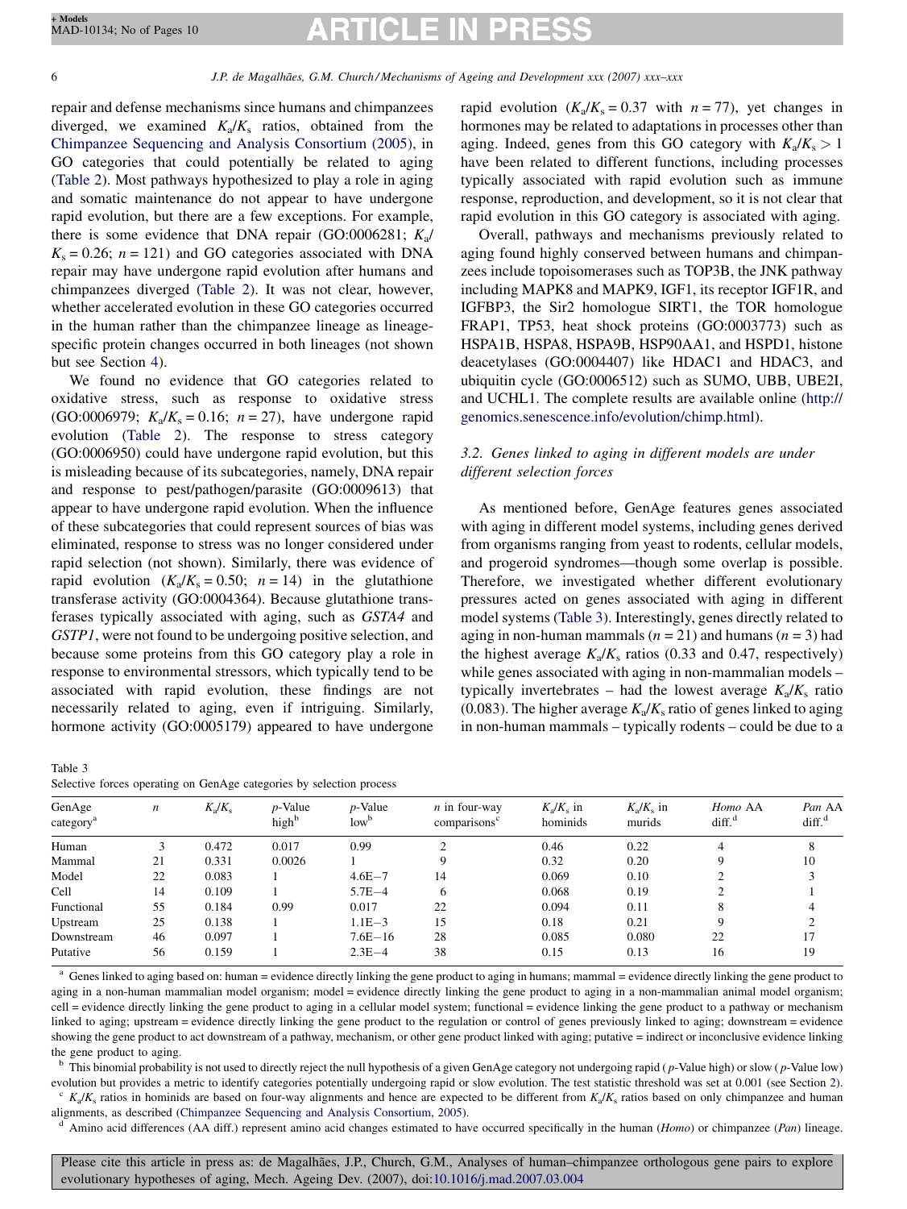repair and defense mechanisms since humans and chimpanzees diverged, we examined $K_a/K_s$ ratios, obtained from the Chimpanzee Sequencing and Analysis Consortium (2005), in GO categories that could potentially be related to aging (Table 2). Most pathways hypothesized to play a role in aging and somatic maintenance do not appear to have undergone rapid evolution, but there are a few exceptions. For example, there is some evidence that DNA repair (GO:0006281; $K_a/K_s = 0.26$; $n = 121$) and GO categories associated with DNA repair may have undergone rapid evolution after humans and chimpanzees diverged (Table 2). It was not clear, however, whether accelerated evolution in these GO categories occurred in the human rather than the chimpanzee lineage as lineage-specific protein changes occurred in both lineages (not shown but see Section 4).

We found no evidence that GO categories related to oxidative stress, such as response to oxidative stress (GO:0006979; $K_a/K_s = 0.16$; $n = 27$), have undergone rapid evolution (Table 2). The response to stress category (GO:0006950) could have undergone rapid evolution, but this is misleading because of its subcategories, namely, DNA repair and response to pest/pathogen/parasite (GO:0009613) that appear to have undergone rapid evolution. When the influence of these subcategories that could represent sources of bias was eliminated, response to stress was no longer considered under rapid selection (not shown). Similarly, there was evidence of rapid evolution ($K_a/K_s = 0.50$; $n = 14$) in the glutathione transferase activity (GO:0004364). Because glutathione transferases typically associated with aging, such as *GSTA4* and *GSTP1*, were not found to be undergoing positive selection, and because some proteins from this GO category play a role in response to environmental stressors, which typically tend to be associated with rapid evolution, these findings are not necessarily related to aging, even if intriguing. Similarly, hormone activity (GO:0005179) appeared to have undergone rapid evolution ($K_a/K_s = 0.37$ with $n = 77$), yet changes in hormones may be related to adaptations in processes other than aging. Indeed, genes from this GO category with $K_a/K_s > 1$ have been related to different functions, including processes typically associated with rapid evolution such as immune response, reproduction, and development, so it is not clear that rapid evolution in this GO category is associated with aging.

Overall, pathways and mechanisms previously related to aging found highly conserved between humans and chimpanzees include topoisomerases such as TOP3B, the JNK pathway including MAPK8 and MAPK9, IGF1, its receptor IGF1R, and IGFBP3, the Sir2 homologue SIRT1, the TOR homologue FRAP1, TP53, heat shock proteins (GO:0003773) such as HSPA1B, HSPA8, HSPA9B, HSP90AA1, and HSPD1, histone deacetylases (GO:0004407) like HDAC1 and HDAC3, and ubiquitin cycle (GO:0006512) such as SUMO, UBB, UBE2I, and UCHL1. The complete results are available online (http://genomics.senescence.info/evolution/chimp.html).

### 3.2. Genes linked to aging in different models are under different selection forces

As mentioned before, GenAge features genes associated with aging in different model systems, including genes derived from organisms ranging from yeast to rodents, cellular models, and progeroid syndromes—though some overlap is possible. Therefore, we investigated whether different evolutionary pressures acted on genes associated with aging in different model systems (Table 3). Interestingly, genes directly related to aging in non-human mammals ($n = 21$) and humans ($n = 3$) had the highest average $K_a/K_s$ ratios (0.33 and 0.47, respectively) while genes associated with aging in non-mammalian models – typically invertebrates – had the lowest average $K_a/K_s$ ratio (0.083). The higher average $K_a/K_s$ ratio of genes linked to aging in non-human mammals – typically rodents – could be due to a

Table 3
Selective forces operating on GenAge categories by selection process

| GenAge category[a] | $n$ | $K_a/K_s$ | $p$-Value high[b] | $p$-Value low[b] | $n$ in four-way comparisons[c] | $K_a/K_s$ in hominids | $K_a/K_s$ in murids | *Homo* AA diff.[d] | *Pan* AA diff.[d] |
|---|---|---|---|---|---|---|---|---|---|
| Human | 3 | 0.472 | 0.017 | 0.99 | 2 | 0.46 | 0.22 | 4 | 8 |
| Mammal | 21 | 0.331 | 0.0026 | 1 | 9 | 0.32 | 0.20 | 9 | 10 |
| Model | 22 | 0.083 | 1 | 4.6E−7 | 14 | 0.069 | 0.10 | 2 | 3 |
| Cell | 14 | 0.109 | 1 | 5.7E−4 | 6 | 0.068 | 0.19 | 2 | 1 |
| Functional | 55 | 0.184 | 0.99 | 0.017 | 22 | 0.094 | 0.11 | 8 | 4 |
| Upstream | 25 | 0.138 | 1 | 1.1E−3 | 15 | 0.18 | 0.21 | 9 | 2 |
| Downstream | 46 | 0.097 | 1 | 7.6E−16 | 28 | 0.085 | 0.080 | 22 | 17 |
| Putative | 56 | 0.159 | 1 | 2.3E−4 | 38 | 0.15 | 0.13 | 16 | 19 |

[a] Genes linked to aging based on: human = evidence directly linking the gene product to aging in humans; mammal = evidence directly linking the gene product to aging in a non-human mammalian model organism; model = evidence directly linking the gene product to aging in a non-mammalian animal model organism; cell = evidence directly linking the gene product to aging in a cellular model system; functional = evidence linking the gene product to a pathway or mechanism linked to aging; upstream = evidence directly linking the gene product to the regulation or control of genes previously linked to aging; downstream = evidence showing the gene product to act downstream of a pathway, mechanism, or other gene product linked with aging; putative = indirect or inconclusive evidence linking the gene product to aging.

[b] This binomial probability is not used to directly reject the null hypothesis of a given GenAge category not undergoing rapid ($p$-Value high) or slow ($p$-Value low) evolution but provides a metric to identify categories potentially undergoing rapid or slow evolution. The test statistic threshold was set at 0.001 (see Section 2).

[c] $K_a/K_s$ ratios in hominids are based on four-way alignments and hence are expected to be different from $K_a/K_s$ ratios based on only chimpanzee and human alignments, as described (Chimpanzee Sequencing and Analysis Consortium, 2005).

[d] Amino acid differences (AA diff.) represent amino acid changes estimated to have occurred specifically in the human (*Homo*) or chimpanzee (*Pan*) lineage.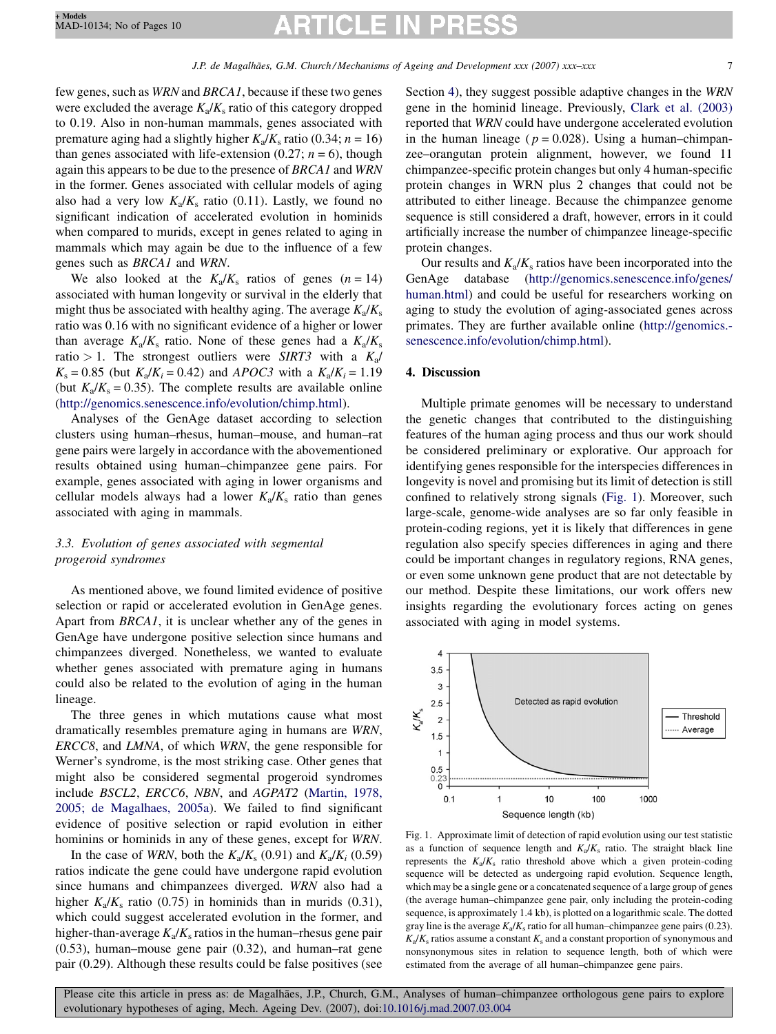few genes, such as *WRN* and *BRCA1*, because if these two genes were excluded the average $K_a/K_s$ ratio of this category dropped to 0.19. Also in non-human mammals, genes associated with premature aging had a slightly higher $K_a/K_s$ ratio (0.34; $n = 16$) than genes associated with life-extension (0.27; $n = 6$), though again this appears to be due to the presence of *BRCA1* and *WRN* in the former. Genes associated with cellular models of aging also had a very low $K_a/K_s$ ratio (0.11). Lastly, we found no significant indication of accelerated evolution in hominids when compared to murids, except in genes related to aging in mammals which may again be due to the influence of a few genes such as *BRCA1* and *WRN*.

We also looked at the $K_a/K_s$ ratios of genes ($n = 14$) associated with human longevity or survival in the elderly that might thus be associated with healthy aging. The average $K_a/K_s$ ratio was 0.16 with no significant evidence of a higher or lower than average $K_a/K_s$ ratio. None of these genes had a $K_a/K_s$ ratio > 1. The strongest outliers were *SIRT3* with a $K_a/K_s = 0.85$ (but $K_a/K_i = 0.42$) and *APOC3* with a $K_a/K_i = 1.19$ (but $K_a/K_s = 0.35$). The complete results are available online (http://genomics.senescence.info/evolution/chimp.html).

Analyses of the GenAge dataset according to selection clusters using human–rhesus, human–mouse, and human–rat gene pairs were largely in accordance with the abovementioned results obtained using human–chimpanzee gene pairs. For example, genes associated with aging in lower organisms and cellular models always had a lower $K_a/K_s$ ratio than genes associated with aging in mammals.

### 3.3. Evolution of genes associated with segmental progeroid syndromes

As mentioned above, we found limited evidence of positive selection or rapid or accelerated evolution in GenAge genes. Apart from *BRCA1*, it is unclear whether any of the genes in GenAge have undergone positive selection since humans and chimpanzees diverged. Nonetheless, we wanted to evaluate whether genes associated with premature aging in humans could also be related to the evolution of aging in the human lineage.

The three genes in which mutations cause what most dramatically resembles premature aging in humans are *WRN*, *ERCC8*, and *LMNA*, of which *WRN*, the gene responsible for Werner's syndrome, is the most striking case. Other genes that might also be considered segmental progeroid syndromes include *BSCL2*, *ERCC6*, *NBN*, and *AGPAT2* (Martin, 1978, 2005; de Magalhaes, 2005a). We failed to find significant evidence of positive selection or rapid evolution in either hominins or hominids in any of these genes, except for *WRN*.

In the case of *WRN*, both the $K_a/K_s$ (0.91) and $K_a/K_i$ (0.59) ratios indicate the gene could have undergone rapid evolution since humans and chimpanzees diverged. *WRN* also had a higher $K_a/K_s$ ratio (0.75) in hominids than in murids (0.31), which could suggest accelerated evolution in the former, and higher-than-average $K_a/K_s$ ratios in the human–rhesus gene pair (0.53), human–mouse gene pair (0.32), and human–rat gene pair (0.29). Although these results could be false positives (see Section 4), they suggest possible adaptive changes in the *WRN* gene in the hominid lineage. Previously, Clark et al. (2003) reported that *WRN* could have undergone accelerated evolution in the human lineage ($p = 0.028$). Using a human–chimpanzee–orangutan protein alignment, however, we found 11 chimpanzee-specific protein changes but only 4 human-specific protein changes in WRN plus 2 changes that could not be attributed to either lineage. Because the chimpanzee genome sequence is still considered a draft, however, errors in it could artificially increase the number of chimpanzee lineage-specific protein changes.

Our results and $K_a/K_s$ ratios have been incorporated into the GenAge database (http://genomics.senescence.info/genes/human.html) and could be useful for researchers working on aging to study the evolution of aging-associated genes across primates. They are further available online (http://genomics.senescence.info/evolution/chimp.html).

## 4. Discussion

Multiple primate genomes will be necessary to understand the genetic changes that contributed to the distinguishing features of the human aging process and thus our work should be considered preliminary or explorative. Our approach for identifying genes responsible for the interspecies differences in longevity is novel and promising but its limit of detection is still confined to relatively strong signals (Fig. 1). Moreover, such large-scale, genome-wide analyses are so far only feasible in protein-coding regions, yet it is likely that differences in gene regulation also specify species differences in aging and there could be important changes in regulatory regions, RNA genes, or even some unknown gene product that are not detectable by our method. Despite these limitations, our work offers new insights regarding the evolutionary forces acting on genes associated with aging in model systems.

Fig. 1. Approximate limit of detection of rapid evolution using our test statistic as a function of sequence length and $K_a/K_s$ ratio. The straight black line represents the $K_a/K_s$ ratio threshold above which a given protein-coding sequence will be detected as undergoing rapid evolution. Sequence length, which may be a single gene or a concatenated sequence of a large group of genes (the average human–chimpanzee gene pair, only including the protein-coding sequence, is approximately 1.4 kb), is plotted on a logarithmic scale. The dotted gray line is the average $K_a/K_s$ ratio for all human–chimpanzee gene pairs (0.23). $K_a/K_s$ ratios assume a constant $K_s$ and a constant proportion of synonymous and nonsynonymous sites in relation to sequence length, both of which were estimated from the average of all human–chimpanzee gene pairs.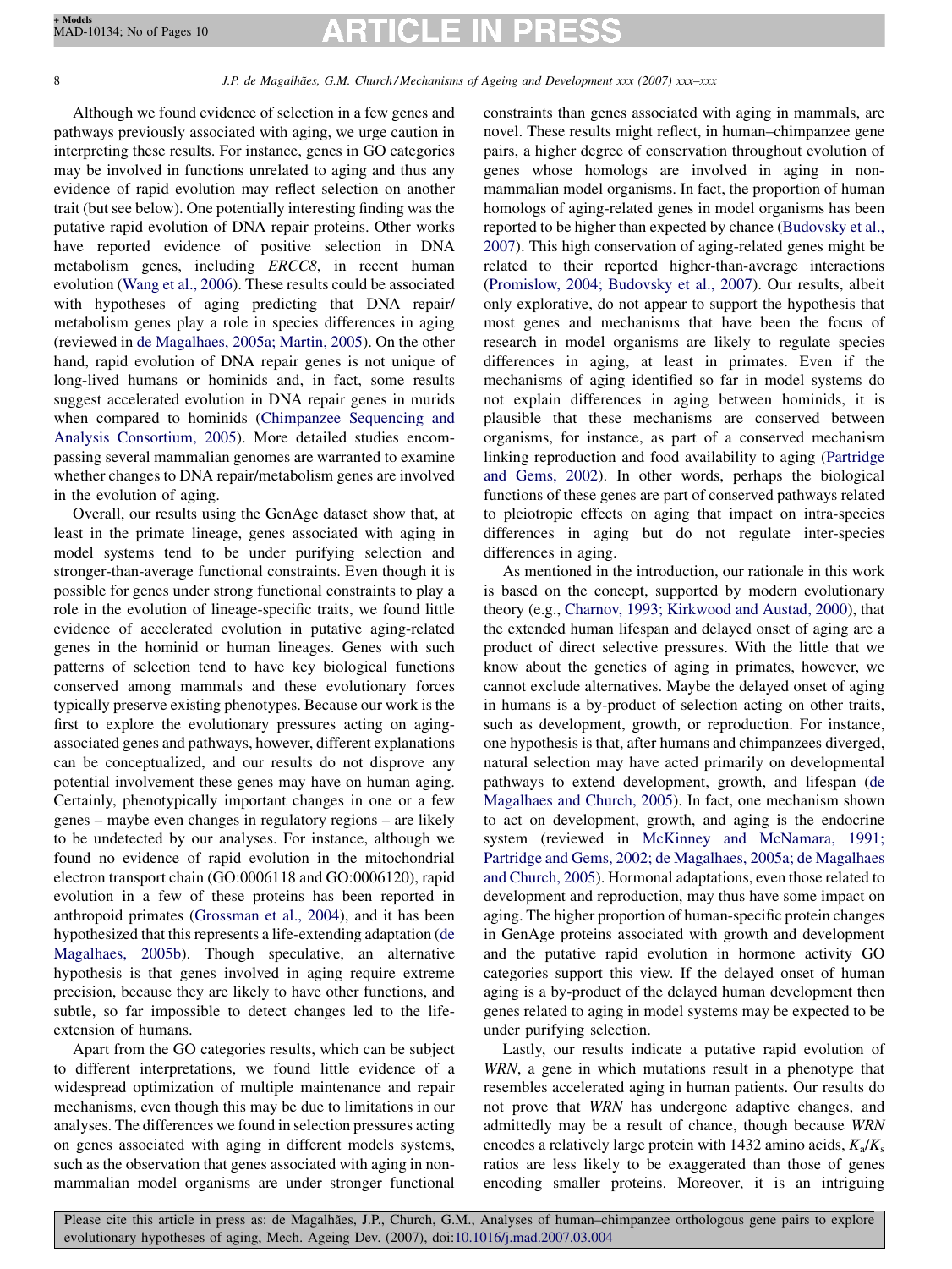Although we found evidence of selection in a few genes and pathways previously associated with aging, we urge caution in interpreting these results. For instance, genes in GO categories may be involved in functions unrelated to aging and thus any evidence of rapid evolution may reflect selection on another trait (but see below). One potentially interesting finding was the putative rapid evolution of DNA repair proteins. Other works have reported evidence of positive selection in DNA metabolism genes, including *ERCC8*, in recent human evolution (Wang et al., 2006). These results could be associated with hypotheses of aging predicting that DNA repair/metabolism genes play a role in species differences in aging (reviewed in de Magalhaes, 2005a; Martin, 2005). On the other hand, rapid evolution of DNA repair genes is not unique of long-lived humans or hominids and, in fact, some results suggest accelerated evolution in DNA repair genes in murids when compared to hominids (Chimpanzee Sequencing and Analysis Consortium, 2005). More detailed studies encompassing several mammalian genomes are warranted to examine whether changes to DNA repair/metabolism genes are involved in the evolution of aging.

Overall, our results using the GenAge dataset show that, at least in the primate lineage, genes associated with aging in model systems tend to be under purifying selection and stronger-than-average functional constraints. Even though it is possible for genes under strong functional constraints to play a role in the evolution of lineage-specific traits, we found little evidence of accelerated evolution in putative aging-related genes in the hominid or human lineages. Genes with such patterns of selection tend to have key biological functions conserved among mammals and these evolutionary forces typically preserve existing phenotypes. Because our work is the first to explore the evolutionary pressures acting on aging-associated genes and pathways, however, different explanations can be conceptualized, and our results do not disprove any potential involvement these genes may have on human aging. Certainly, phenotypically important changes in one or a few genes – maybe even changes in regulatory regions – are likely to be undetected by our analyses. For instance, although we found no evidence of rapid evolution in the mitochondrial electron transport chain (GO:0006118 and GO:0006120), rapid evolution in a few of these proteins has been reported in anthropoid primates (Grossman et al., 2004), and it has been hypothesized that this represents a life-extending adaptation (de Magalhaes, 2005b). Though speculative, an alternative hypothesis is that genes involved in aging require extreme precision, because they are likely to have other functions, and subtle, so far impossible to detect changes led to the life-extension of humans.

Apart from the GO categories results, which can be subject to different interpretations, we found little evidence of a widespread optimization of multiple maintenance and repair mechanisms, even though this may be due to limitations in our analyses. The differences we found in selection pressures acting on genes associated with aging in different models systems, such as the observation that genes associated with aging in non-mammalian model organisms are under stronger functional constraints than genes associated with aging in mammals, are novel. These results might reflect, in human–chimpanzee gene pairs, a higher degree of conservation throughout evolution of genes whose homologs are involved in aging in non-mammalian model organisms. In fact, the proportion of human homologs of aging-related genes in model organisms has been reported to be higher than expected by chance (Budovsky et al., 2007). This high conservation of aging-related genes might be related to their reported higher-than-average interactions (Promislow, 2004; Budovsky et al., 2007). Our results, albeit only explorative, do not appear to support the hypothesis that most genes and mechanisms that have been the focus of research in model organisms are likely to regulate species differences in aging, at least in primates. Even if the mechanisms of aging identified so far in model systems do not explain differences in aging between hominids, it is plausible that these mechanisms are conserved between organisms, for instance, as part of a conserved mechanism linking reproduction and food availability to aging (Partridge and Gems, 2002). In other words, perhaps the biological functions of these genes are part of conserved pathways related to pleiotropic effects on aging that impact on intra-species differences in aging but do not regulate inter-species differences in aging.

As mentioned in the introduction, our rationale in this work is based on the concept, supported by modern evolutionary theory (e.g., Charnov, 1993; Kirkwood and Austad, 2000), that the extended human lifespan and delayed onset of aging are a product of direct selective pressures. With the little that we know about the genetics of aging in primates, however, we cannot exclude alternatives. Maybe the delayed onset of aging in humans is a by-product of selection acting on other traits, such as development, growth, or reproduction. For instance, one hypothesis is that, after humans and chimpanzees diverged, natural selection may have acted primarily on developmental pathways to extend development, growth, and lifespan (de Magalhaes and Church, 2005). In fact, one mechanism shown to act on development, growth, and aging is the endocrine system (reviewed in McKinney and McNamara, 1991; Partridge and Gems, 2002; de Magalhaes, 2005a; de Magalhaes and Church, 2005). Hormonal adaptations, even those related to development and reproduction, may thus have some impact on aging. The higher proportion of human-specific protein changes in GenAge proteins associated with growth and development and the putative rapid evolution in hormone activity GO categories support this view. If the delayed onset of human aging is a by-product of the delayed human development then genes related to aging in model systems may be expected to be under purifying selection.

Lastly, our results indicate a putative rapid evolution of *WRN*, a gene in which mutations result in a phenotype that resembles accelerated aging in human patients. Our results do not prove that *WRN* has undergone adaptive changes, and admittedly may be a result of chance, though because *WRN* encodes a relatively large protein with 1432 amino acids, $K_a/K_s$ ratios are less likely to be exaggerated than those of genes encoding smaller proteins. Moreover, it is an intriguing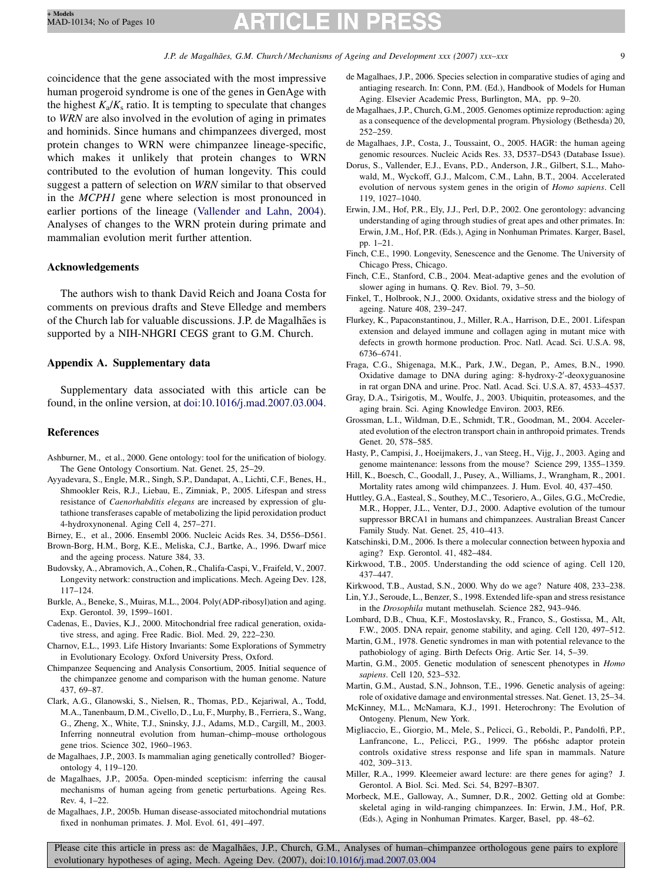coincidence that the gene associated with the most impressive human progeroid syndrome is one of the genes in GenAge with the highest $K_a/K_s$ ratio. It is tempting to speculate that changes to *WRN* are also involved in the evolution of aging in primates and hominids. Since humans and chimpanzees diverged, most protein changes to WRN were chimpanzee lineage-specific, which makes it unlikely that protein changes to WRN contributed to the evolution of human longevity. This could suggest a pattern of selection on *WRN* similar to that observed in the *MCPH1* gene where selection is most pronounced in earlier portions of the lineage (Vallender and Lahn, 2004). Analyses of changes to the WRN protein during primate and mammalian evolution merit further attention.

## Acknowledgements

The authors wish to thank David Reich and Joana Costa for comments on previous drafts and Steve Elledge and members of the Church lab for valuable discussions. J.P. de Magalhães is supported by a NIH-NHGRI CEGS grant to G.M. Church.

## Appendix A. Supplementary data

Supplementary data associated with this article can be found, in the online version, at doi:10.1016/j.mad.2007.03.004.

## References

Ashburner, M., et al., 2000. Gene ontology: tool for the unification of biology. The Gene Ontology Consortium. Nat. Genet. 25, 25–29.

Ayyadevara, S., Engle, M.R., Singh, S.P., Dandapat, A., Lichti, C.F., Benes, H., Shmookler Reis, R.J., Liebau, E., Zimniak, P., 2005. Lifespan and stress resistance of *Caenorhabditis elegans* are increased by expression of glutathione transferases capable of metabolizing the lipid peroxidation product 4-hydroxynonenal. Aging Cell 4, 257–271.

Birney, E., et al., 2006. Ensembl 2006. Nucleic Acids Res. 34, D556–D561.

Brown-Borg, H.M., Borg, K.E., Meliska, C.J., Bartke, A., 1996. Dwarf mice and the ageing process. Nature 384, 33.

Budovsky, A., Abramovich, A., Cohen, R., Chalifa-Caspi, V., Fraifeld, V., 2007. Longevity network: construction and implications. Mech. Ageing Dev. 128, 117–124.

Burkle, A., Beneke, S., Muiras, M.L., 2004. Poly(ADP-ribosyl)ation and aging. Exp. Gerontol. 39, 1599–1601.

Cadenas, E., Davies, K.J., 2000. Mitochondrial free radical generation, oxidative stress, and aging. Free Radic. Biol. Med. 29, 222–230.

Charnov, E.L., 1993. Life History Invariants: Some Explorations of Symmetry in Evolutionary Ecology. Oxford University Press, Oxford.

Chimpanzee Sequencing and Analysis Consortium, 2005. Initial sequence of the chimpanzee genome and comparison with the human genome. Nature 437, 69–87.

Clark, A.G., Glanowski, S., Nielsen, R., Thomas, P.D., Kejariwal, A., Todd, M.A., Tanenbaum, D.M., Civello, D., Lu, F., Murphy, B., Ferriera, S., Wang, G., Zheng, X., White, T.J., Sninsky, J.J., Adams, M.D., Cargill, M., 2003. Inferring nonneutral evolution from human–chimp–mouse orthologous gene trios. Science 302, 1960–1963.

de Magalhaes, J.P., 2003. Is mammalian aging genetically controlled? Biogerontology 4, 119–120.

de Magalhaes, J.P., 2005a. Open-minded scepticism: inferring the causal mechanisms of human ageing from genetic perturbations. Ageing Res. Rev. 4, 1–22.

de Magalhaes, J.P., 2005b. Human disease-associated mitochondrial mutations fixed in nonhuman primates. J. Mol. Evol. 61, 491–497.

de Magalhaes, J.P., 2006. Species selection in comparative studies of aging and antiaging research. In: Conn, P.M. (Ed.), Handbook of Models for Human Aging. Elsevier Academic Press, Burlington, MA, pp. 9–20.

de Magalhaes, J.P., Church, G.M., 2005. Genomes optimize reproduction: aging as a consequence of the developmental program. Physiology (Bethesda) 20, 252–259.

de Magalhaes, J.P., Costa, J., Toussaint, O., 2005. HAGR: the human ageing genomic resources. Nucleic Acids Res. 33, D537–D543 (Database Issue).

Dorus, S., Vallender, E.J., Evans, P.D., Anderson, J.R., Gilbert, S.L., Mahowald, M., Wyckoff, G.J., Malcom, C.M., Lahn, B.T., 2004. Accelerated evolution of nervous system genes in the origin of *Homo sapiens*. Cell 119, 1027–1040.

Erwin, J.M., Hof, P.R., Ely, J.J., Perl, D.P., 2002. One gerontology: advancing understanding of aging through studies of great apes and other primates. In: Erwin, J.M., Hof, P.R. (Eds.), Aging in Nonhuman Primates. Karger, Basel, pp. 1–21.

Finch, C.E., 1990. Longevity, Senescence and the Genome. The University of Chicago Press, Chicago.

Finch, C.E., Stanford, C.B., 2004. Meat-adaptive genes and the evolution of slower aging in humans. Q. Rev. Biol. 79, 3–50.

Finkel, T., Holbrook, N.J., 2000. Oxidants, oxidative stress and the biology of ageing. Nature 408, 239–247.

Flurkey, K., Papaconstantinou, J., Miller, R.A., Harrison, D.E., 2001. Lifespan extension and delayed immune and collagen aging in mutant mice with defects in growth hormone production. Proc. Natl. Acad. Sci. U.S.A. 98, 6736–6741.

Fraga, C.G., Shigenaga, M.K., Park, J.W., Degan, P., Ames, B.N., 1990. Oxidative damage to DNA during aging: 8-hydroxy-2′-deoxyguanosine in rat organ DNA and urine. Proc. Natl. Acad. Sci. U.S.A. 87, 4533–4537.

Gray, D.A., Tsirigotis, M., Woulfe, J., 2003. Ubiquitin, proteasomes, and the aging brain. Sci. Aging Knowledge Environ. 2003, RE6.

Grossman, L.I., Wildman, D.E., Schmidt, T.R., Goodman, M., 2004. Accelerated evolution of the electron transport chain in anthropoid primates. Trends Genet. 20, 578–585.

Hasty, P., Campisi, J., Hoeijmakers, J., van Steeg, H., Vijg, J., 2003. Aging and genome maintenance: lessons from the mouse? Science 299, 1355–1359.

Hill, K., Boesch, C., Goodall, J., Pusey, A., Williams, J., Wrangham, R., 2001. Mortality rates among wild chimpanzees. J. Hum. Evol. 40, 437–450.

Huttley, G.A., Easteal, S., Southey, M.C., Tesoriero, A., Giles, G.G., McCredie, M.R., Hopper, J.L., Venter, D.J., 2000. Adaptive evolution of the tumour suppressor BRCA1 in humans and chimpanzees. Australian Breast Cancer Family Study. Nat. Genet. 25, 410–413.

Katschinski, D.M., 2006. Is there a molecular connection between hypoxia and aging? Exp. Gerontol. 41, 482–484.

Kirkwood, T.B., 2005. Understanding the odd science of aging. Cell 120, 437–447.

Kirkwood, T.B., Austad, S.N., 2000. Why do we age? Nature 408, 233–238.

Lin, Y.J., Seroude, L., Benzer, S., 1998. Extended life-span and stress resistance in the *Drosophila* mutant methuselah. Science 282, 943–946.

Lombard, D.B., Chua, K.F., Mostoslavsky, R., Franco, S., Gostissa, M., Alt, F.W., 2005. DNA repair, genome stability, and aging. Cell 120, 497–512.

Martin, G.M., 1978. Genetic syndromes in man with potential relevance to the pathobiology of aging. Birth Defects Orig. Artic Ser. 14, 5–39.

Martin, G.M., 2005. Genetic modulation of senescent phenotypes in *Homo sapiens*. Cell 120, 523–532.

Martin, G.M., Austad, S.N., Johnson, T.E., 1996. Genetic analysis of ageing: role of oxidative damage and environmental stresses. Nat. Genet. 13, 25–34.

McKinney, M.L., McNamara, K.J., 1991. Heterochrony: The Evolution of Ontogeny. Plenum, New York.

Migliaccio, E., Giorgio, M., Mele, S., Pelicci, G., Reboldi, P., Pandolfi, P.P., Lanfrancone, L., Pelicci, P.G., 1999. The p66shc adaptor protein controls oxidative stress response and life span in mammals. Nature 402, 309–313.

Miller, R.A., 1999. Kleemeier award lecture: are there genes for aging? J. Gerontol. A Biol. Sci. Med. Sci. 54, B297–B307.

Morbeck, M.E., Galloway, A., Sumner, D.R., 2002. Getting old at Gombe: skeletal aging in wild-ranging chimpanzees. In: Erwin, J.M., Hof, P.R. (Eds.), Aging in Nonhuman Primates. Karger, Basel, pp. 48–62.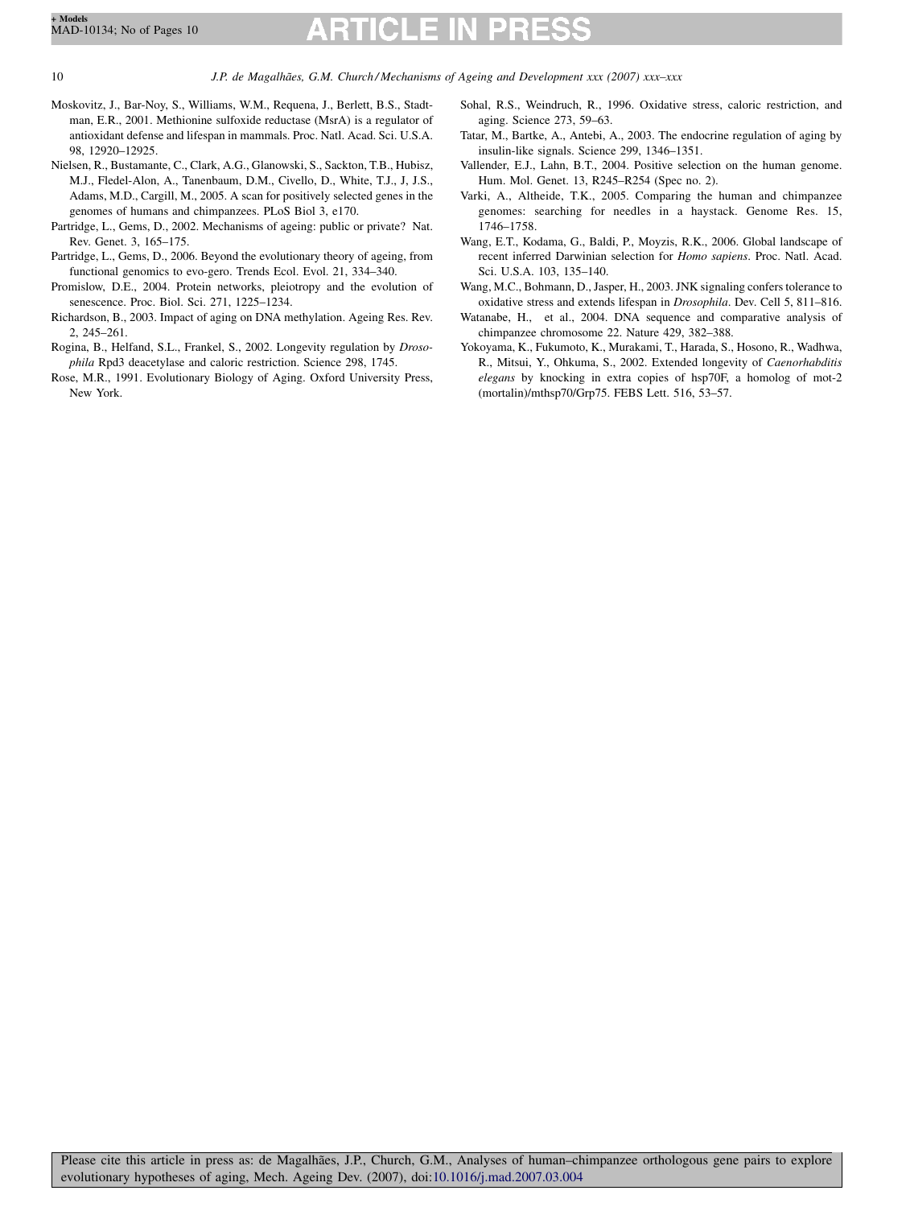Moskovitz, J., Bar-Noy, S., Williams, W.M., Requena, J., Berlett, B.S., Stadtman, E.R., 2001. Methionine sulfoxide reductase (MsrA) is a regulator of antioxidant defense and lifespan in mammals. Proc. Natl. Acad. Sci. U.S.A. 98, 12920–12925.

Nielsen, R., Bustamante, C., Clark, A.G., Glanowski, S., Sackton, T.B., Hubisz, M.J., Fledel-Alon, A., Tanenbaum, D.M., Civello, D., White, T.J., J, J.S., Adams, M.D., Cargill, M., 2005. A scan for positively selected genes in the genomes of humans and chimpanzees. PLoS Biol 3, e170.

Partridge, L., Gems, D., 2002. Mechanisms of ageing: public or private? Nat. Rev. Genet. 3, 165–175.

Partridge, L., Gems, D., 2006. Beyond the evolutionary theory of ageing, from functional genomics to evo-gero. Trends Ecol. Evol. 21, 334–340.

Promislow, D.E., 2004. Protein networks, pleiotropy and the evolution of senescence. Proc. Biol. Sci. 271, 1225–1234.

Richardson, B., 2003. Impact of aging on DNA methylation. Ageing Res. Rev. 2, 245–261.

Rogina, B., Helfand, S.L., Frankel, S., 2002. Longevity regulation by *Drosophila* Rpd3 deacetylase and caloric restriction. Science 298, 1745.

Rose, M.R., 1991. Evolutionary Biology of Aging. Oxford University Press, New York.

Sohal, R.S., Weindruch, R., 1996. Oxidative stress, caloric restriction, and aging. Science 273, 59–63.

Tatar, M., Bartke, A., Antebi, A., 2003. The endocrine regulation of aging by insulin-like signals. Science 299, 1346–1351.

Vallender, E.J., Lahn, B.T., 2004. Positive selection on the human genome. Hum. Mol. Genet. 13, R245–R254 (Spec no. 2).

Varki, A., Altheide, T.K., 2005. Comparing the human and chimpanzee genomes: searching for needles in a haystack. Genome Res. 15, 1746–1758.

Wang, E.T., Kodama, G., Baldi, P., Moyzis, R.K., 2006. Global landscape of recent inferred Darwinian selection for *Homo sapiens*. Proc. Natl. Acad. Sci. U.S.A. 103, 135–140.

Wang, M.C., Bohmann, D., Jasper, H., 2003. JNK signaling confers tolerance to oxidative stress and extends lifespan in *Drosophila*. Dev. Cell 5, 811–816.

Watanabe, H., et al., 2004. DNA sequence and comparative analysis of chimpanzee chromosome 22. Nature 429, 382–388.

Yokoyama, K., Fukumoto, K., Murakami, T., Harada, S., Hosono, R., Wadhwa, R., Mitsui, Y., Ohkuma, S., 2002. Extended longevity of *Caenorhabditis elegans* by knocking in extra copies of hsp70F, a homolog of mot-2 (mortalin)/mthsp70/Grp75. FEBS Lett. 516, 53–57.